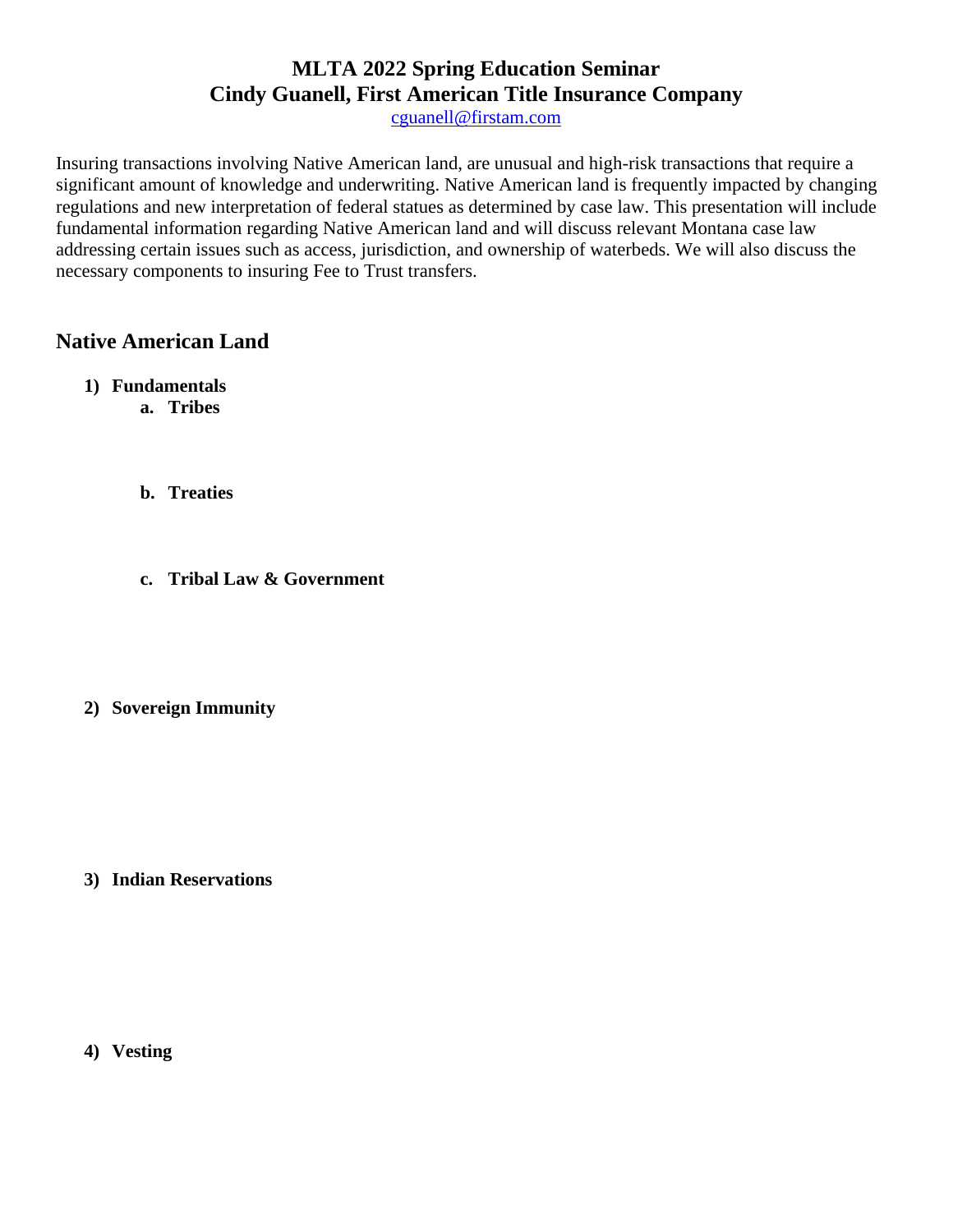# MLTA 2022 Spring Education Seminar
# Cindy Guanell, First American Title Insurance Company

cguanell@firstam.com

Insuring transactions involving Native American land, are unusual and high-risk transactions that require a significant amount of knowledge and underwriting. Native American land is frequently impacted by changing regulations and new interpretation of federal statues as determined by case law. This presentation will include fundamental information regarding Native American land and will discuss relevant Montana case law addressing certain issues such as access, jurisdiction, and ownership of waterbeds. We will also discuss the necessary components to insuring Fee to Trust transfers.

## Native American Land

1) **Fundamentals**
    a. **Tribes**

    b. **Treaties**

    c. **Tribal Law & Government**

2) **Sovereign Immunity**

3) **Indian Reservations**

4) **Vesting**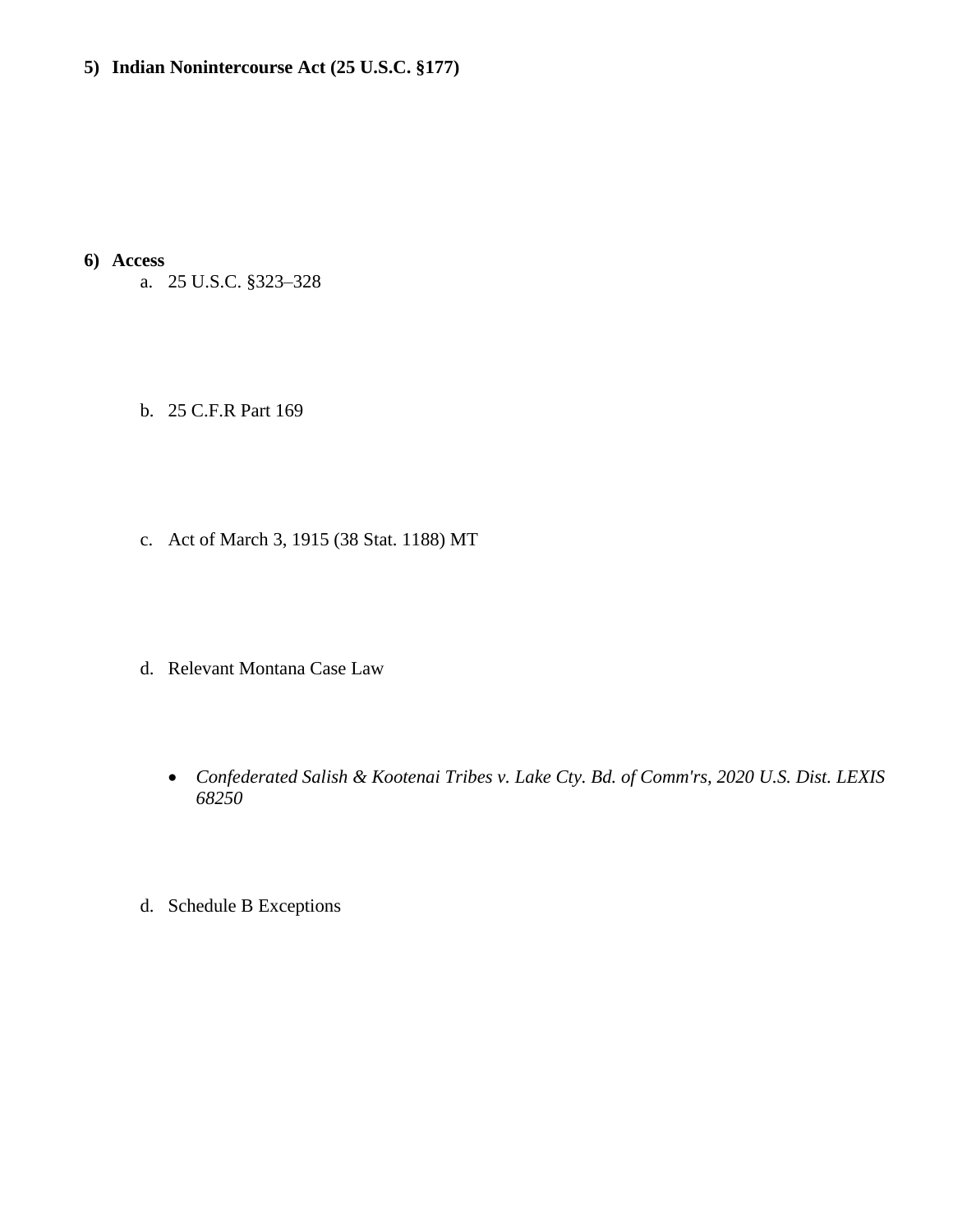5) **Indian Nonintercourse Act (25 U.S.C. §177)**

6) **Access**

   a. 25 U.S.C. §323–328

   b. 25 C.F.R Part 169

   c. Act of March 3, 1915 (38 Stat. 1188) MT

   d. Relevant Montana Case Law

      - *Confederated Salish & Kootenai Tribes v. Lake Cty. Bd. of Comm'rs, 2020 U.S. Dist. LEXIS 68250*

   d. Schedule B Exceptions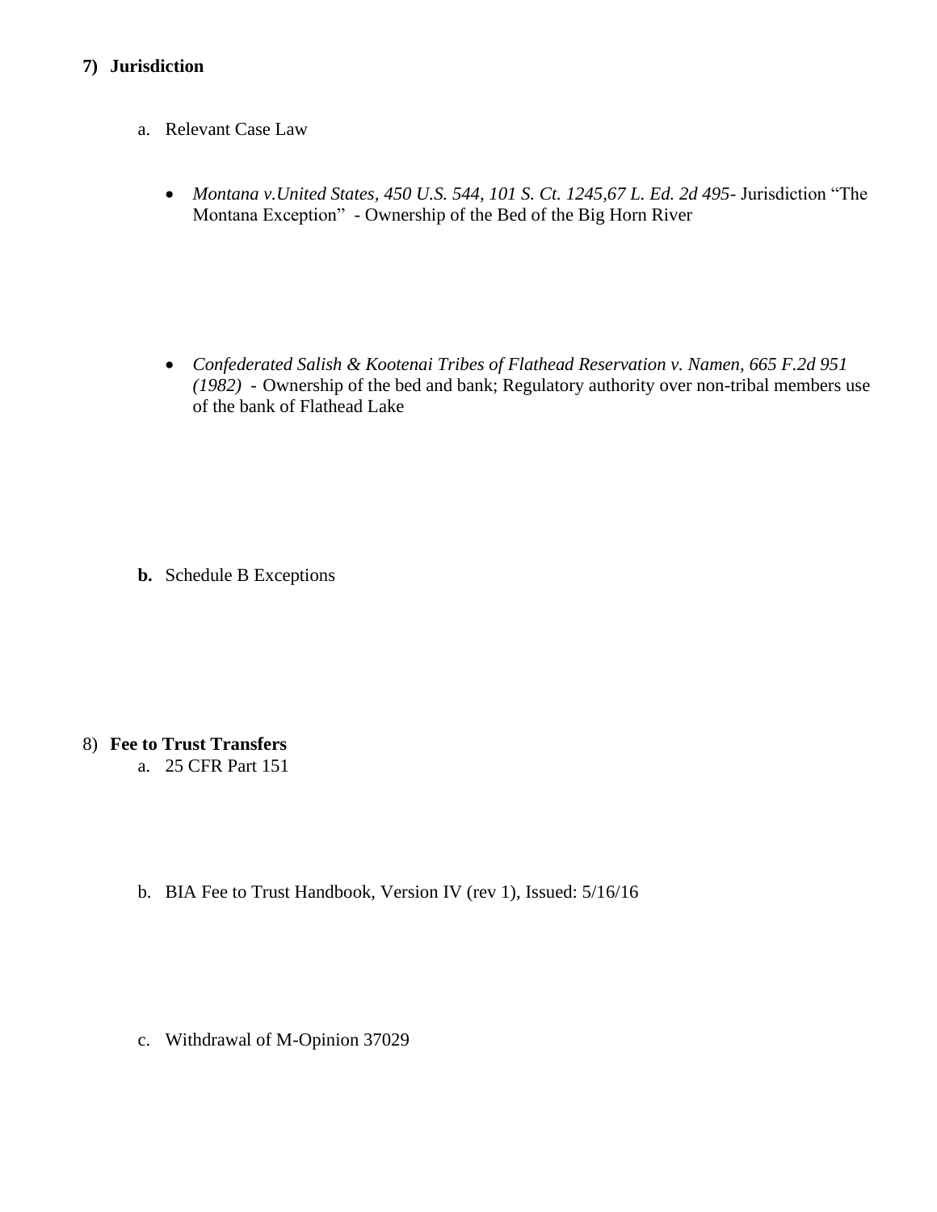**7) Jurisdiction**

a. Relevant Case Law

- *Montana v.United States, 450 U.S. 544, 101 S. Ct. 1245,67 L. Ed. 2d 495*- Jurisdiction "The Montana Exception" - Ownership of the Bed of the Big Horn River

- *Confederated Salish & Kootenai Tribes of Flathead Reservation v. Namen, 665 F.2d 951 (1982)* - Ownership of the bed and bank; Regulatory authority over non-tribal members use of the bank of Flathead Lake

**b.** Schedule B Exceptions

8) **Fee to Trust Transfers**

a. 25 CFR Part 151

b. BIA Fee to Trust Handbook, Version IV (rev 1), Issued: 5/16/16

c. Withdrawal of M-Opinion 37029